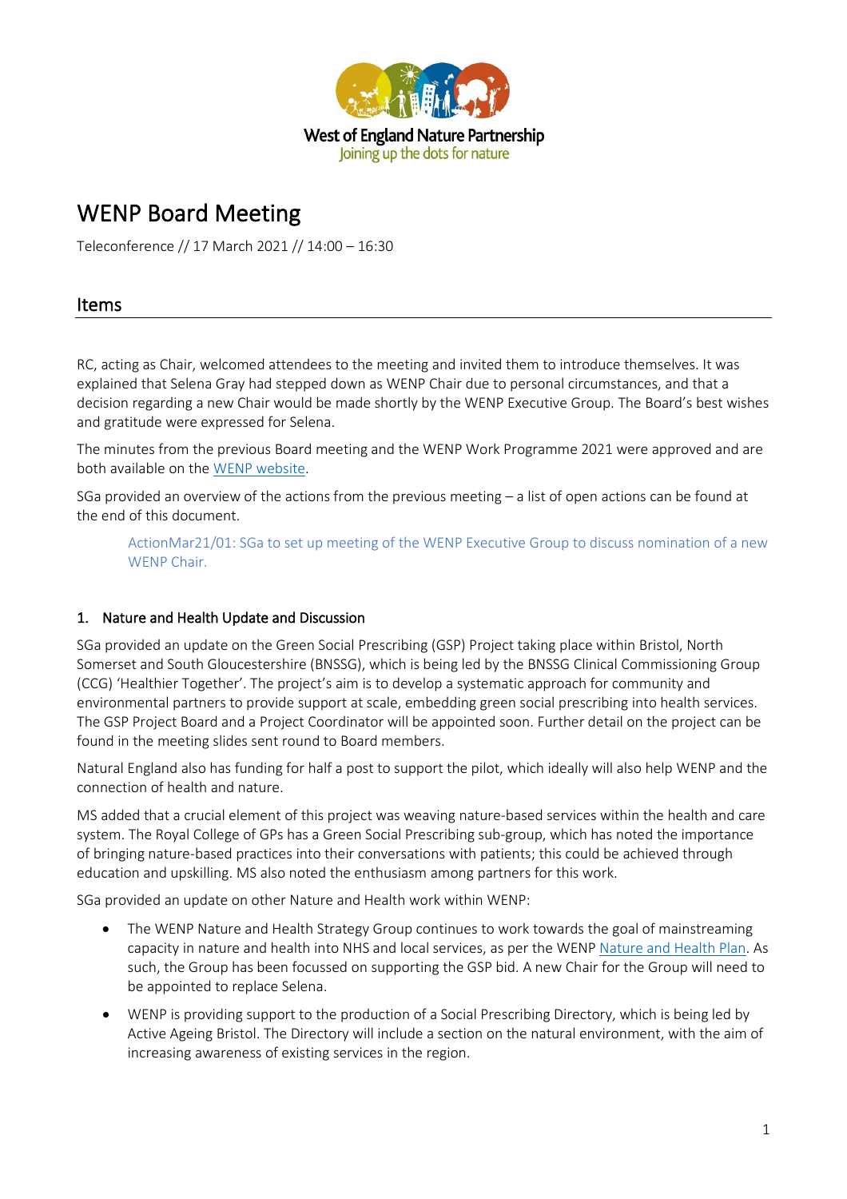West of England Nature Partnership
Joining up the dots for nature

# WENP Board Meeting

Teleconference // 17 March 2021 // 14:00 – 16:30

## Items

RC, acting as Chair, welcomed attendees to the meeting and invited them to introduce themselves. It was explained that Selena Gray had stepped down as WENP Chair due to personal circumstances, and that a decision regarding a new Chair would be made shortly by the WENP Executive Group. The Board's best wishes and gratitude were expressed for Selena.

The minutes from the previous Board meeting and the WENP Work Programme 2021 were approved and are both available on the WENP website.

SGa provided an overview of the actions from the previous meeting – a list of open actions can be found at the end of this document.

> ActionMar21/01: SGa to set up meeting of the WENP Executive Group to discuss nomination of a new WENP Chair.

### 1. Nature and Health Update and Discussion

SGa provided an update on the Green Social Prescribing (GSP) Project taking place within Bristol, North Somerset and South Gloucestershire (BNSSG), which is being led by the BNSSG Clinical Commissioning Group (CCG) 'Healthier Together'. The project's aim is to develop a systematic approach for community and environmental partners to provide support at scale, embedding green social prescribing into health services. The GSP Project Board and a Project Coordinator will be appointed soon. Further detail on the project can be found in the meeting slides sent round to Board members.

Natural England also has funding for half a post to support the pilot, which ideally will also help WENP and the connection of health and nature.

MS added that a crucial element of this project was weaving nature-based services within the health and care system. The Royal College of GPs has a Green Social Prescribing sub-group, which has noted the importance of bringing nature-based practices into their conversations with patients; this could be achieved through education and upskilling. MS also noted the enthusiasm among partners for this work.

SGa provided an update on other Nature and Health work within WENP:

- The WENP Nature and Health Strategy Group continues to work towards the goal of mainstreaming capacity in nature and health into NHS and local services, as per the WENP Nature and Health Plan. As such, the Group has been focussed on supporting the GSP bid. A new Chair for the Group will need to be appointed to replace Selena.
- WENP is providing support to the production of a Social Prescribing Directory, which is being led by Active Ageing Bristol. The Directory will include a section on the natural environment, with the aim of increasing awareness of existing services in the region.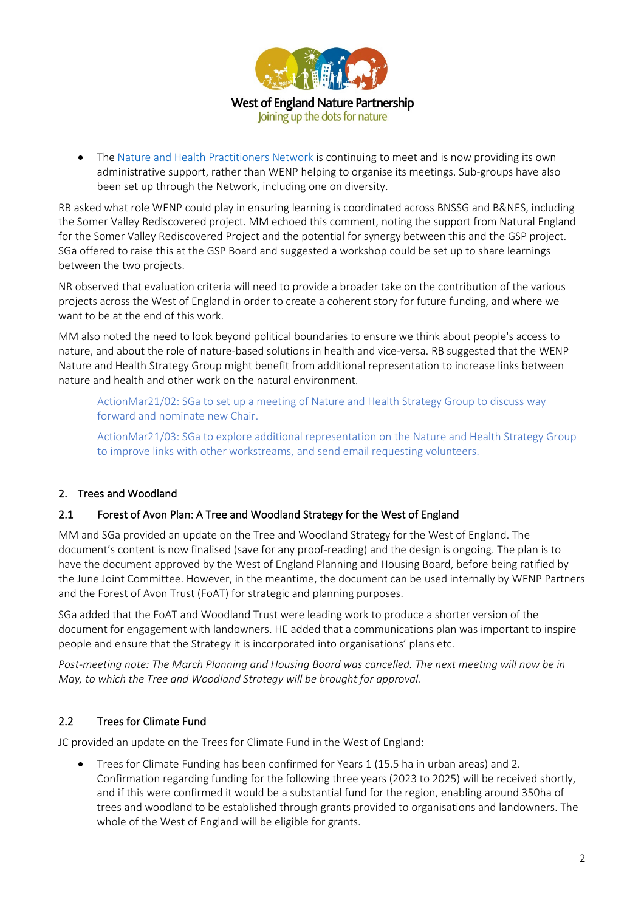- The [Nature and Health Practitioners Network](Nature and Health Practitioners Network) is continuing to meet and is now providing its own administrative support, rather than WENP helping to organise its meetings. Sub-groups have also been set up through the Network, including one on diversity.

RB asked what role WENP could play in ensuring learning is coordinated across BNSSG and B&NES, including the Somer Valley Rediscovered project. MM echoed this comment, noting the support from Natural England for the Somer Valley Rediscovered Project and the potential for synergy between this and the GSP project. SGa offered to raise this at the GSP Board and suggested a workshop could be set up to share learnings between the two projects.

NR observed that evaluation criteria will need to provide a broader take on the contribution of the various projects across the West of England in order to create a coherent story for future funding, and where we want to be at the end of this work.

MM also noted the need to look beyond political boundaries to ensure we think about people's access to nature, and about the role of nature-based solutions in health and vice-versa. RB suggested that the WENP Nature and Health Strategy Group might benefit from additional representation to increase links between nature and health and other work on the natural environment.

> ActionMar21/02: SGa to set up a meeting of Nature and Health Strategy Group to discuss way forward and nominate new Chair.
>
> ActionMar21/03: SGa to explore additional representation on the Nature and Health Strategy Group to improve links with other workstreams, and send email requesting volunteers.

## 2. Trees and Woodland

### 2.1 Forest of Avon Plan: A Tree and Woodland Strategy for the West of England

MM and SGa provided an update on the Tree and Woodland Strategy for the West of England. The document's content is now finalised (save for any proof-reading) and the design is ongoing. The plan is to have the document approved by the West of England Planning and Housing Board, before being ratified by the June Joint Committee. However, in the meantime, the document can be used internally by WENP Partners and the Forest of Avon Trust (FoAT) for strategic and planning purposes.

SGa added that the FoAT and Woodland Trust were leading work to produce a shorter version of the document for engagement with landowners. HE added that a communications plan was important to inspire people and ensure that the Strategy it is incorporated into organisations' plans etc.

*Post-meeting note: The March Planning and Housing Board was cancelled. The next meeting will now be in May, to which the Tree and Woodland Strategy will be brought for approval.*

### 2.2 Trees for Climate Fund

JC provided an update on the Trees for Climate Fund in the West of England:

- Trees for Climate Funding has been confirmed for Years 1 (15.5 ha in urban areas) and 2. Confirmation regarding funding for the following three years (2023 to 2025) will be received shortly, and if this were confirmed it would be a substantial fund for the region, enabling around 350ha of trees and woodland to be established through grants provided to organisations and landowners. The whole of the West of England will be eligible for grants.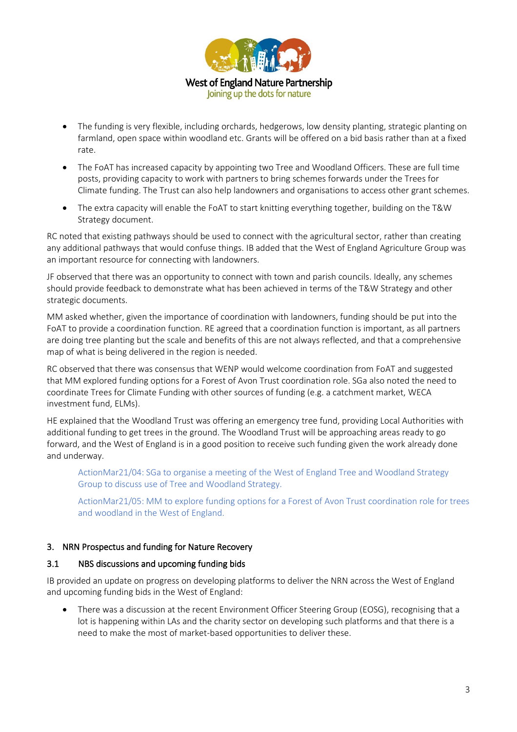- The funding is very flexible, including orchards, hedgerows, low density planting, strategic planting on farmland, open space within woodland etc. Grants will be offered on a bid basis rather than at a fixed rate.
- The FoAT has increased capacity by appointing two Tree and Woodland Officers. These are full time posts, providing capacity to work with partners to bring schemes forwards under the Trees for Climate funding. The Trust can also help landowners and organisations to access other grant schemes.
- The extra capacity will enable the FoAT to start knitting everything together, building on the T&W Strategy document.

RC noted that existing pathways should be used to connect with the agricultural sector, rather than creating any additional pathways that would confuse things. IB added that the West of England Agriculture Group was an important resource for connecting with landowners.

JF observed that there was an opportunity to connect with town and parish councils. Ideally, any schemes should provide feedback to demonstrate what has been achieved in terms of the T&W Strategy and other strategic documents.

MM asked whether, given the importance of coordination with landowners, funding should be put into the FoAT to provide a coordination function. RE agreed that a coordination function is important, as all partners are doing tree planting but the scale and benefits of this are not always reflected, and that a comprehensive map of what is being delivered in the region is needed.

RC observed that there was consensus that WENP would welcome coordination from FoAT and suggested that MM explored funding options for a Forest of Avon Trust coordination role. SGa also noted the need to coordinate Trees for Climate Funding with other sources of funding (e.g. a catchment market, WECA investment fund, ELMs).

HE explained that the Woodland Trust was offering an emergency tree fund, providing Local Authorities with additional funding to get trees in the ground. The Woodland Trust will be approaching areas ready to go forward, and the West of England is in a good position to receive such funding given the work already done and underway.

> ActionMar21/04: SGa to organise a meeting of the West of England Tree and Woodland Strategy Group to discuss use of Tree and Woodland Strategy.
>
> ActionMar21/05: MM to explore funding options for a Forest of Avon Trust coordination role for trees and woodland in the West of England.

## 3. NRN Prospectus and funding for Nature Recovery

### 3.1 NBS discussions and upcoming funding bids

IB provided an update on progress on developing platforms to deliver the NRN across the West of England and upcoming funding bids in the West of England:

- There was a discussion at the recent Environment Officer Steering Group (EOSG), recognising that a lot is happening within LAs and the charity sector on developing such platforms and that there is a need to make the most of market-based opportunities to deliver these.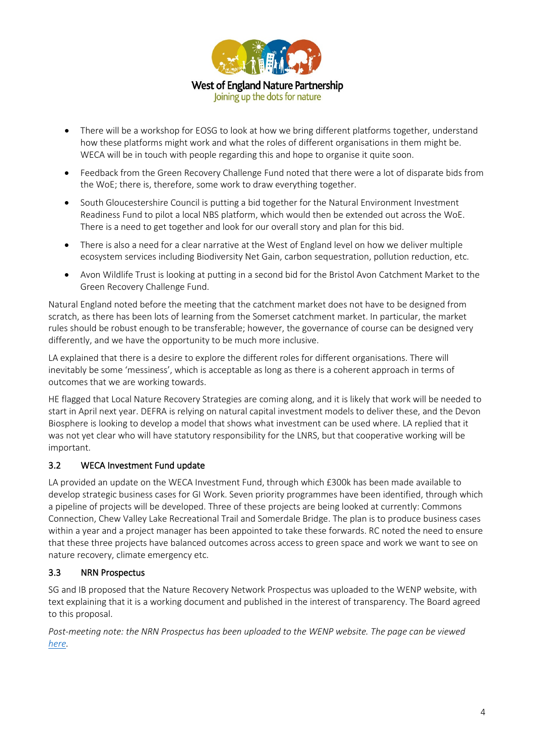- There will be a workshop for EOSG to look at how we bring different platforms together, understand how these platforms might work and what the roles of different organisations in them might be. WECA will be in touch with people regarding this and hope to organise it quite soon.
- Feedback from the Green Recovery Challenge Fund noted that there were a lot of disparate bids from the WoE; there is, therefore, some work to draw everything together.
- South Gloucestershire Council is putting a bid together for the Natural Environment Investment Readiness Fund to pilot a local NBS platform, which would then be extended out across the WoE. There is a need to get together and look for our overall story and plan for this bid.
- There is also a need for a clear narrative at the West of England level on how we deliver multiple ecosystem services including Biodiversity Net Gain, carbon sequestration, pollution reduction, etc.
- Avon Wildlife Trust is looking at putting in a second bid for the Bristol Avon Catchment Market to the Green Recovery Challenge Fund.

Natural England noted before the meeting that the catchment market does not have to be designed from scratch, as there has been lots of learning from the Somerset catchment market. In particular, the market rules should be robust enough to be transferable; however, the governance of course can be designed very differently, and we have the opportunity to be much more inclusive.

LA explained that there is a desire to explore the different roles for different organisations. There will inevitably be some 'messiness', which is acceptable as long as there is a coherent approach in terms of outcomes that we are working towards.

HE flagged that Local Nature Recovery Strategies are coming along, and it is likely that work will be needed to start in April next year. DEFRA is relying on natural capital investment models to deliver these, and the Devon Biosphere is looking to develop a model that shows what investment can be used where. LA replied that it was not yet clear who will have statutory responsibility for the LNRS, but that cooperative working will be important.

### 3.2 WECA Investment Fund update

LA provided an update on the WECA Investment Fund, through which £300k has been made available to develop strategic business cases for GI Work. Seven priority programmes have been identified, through which a pipeline of projects will be developed. Three of these projects are being looked at currently: Commons Connection, Chew Valley Lake Recreational Trail and Somerdale Bridge. The plan is to produce business cases within a year and a project manager has been appointed to take these forwards. RC noted the need to ensure that these three projects have balanced outcomes across access to green space and work we want to see on nature recovery, climate emergency etc.

### 3.3 NRN Prospectus

SG and IB proposed that the Nature Recovery Network Prospectus was uploaded to the WENP website, with text explaining that it is a working document and published in the interest of transparency. The Board agreed to this proposal.

*Post-meeting note: the NRN Prospectus has been uploaded to the WENP website. The page can be viewed [here](#).*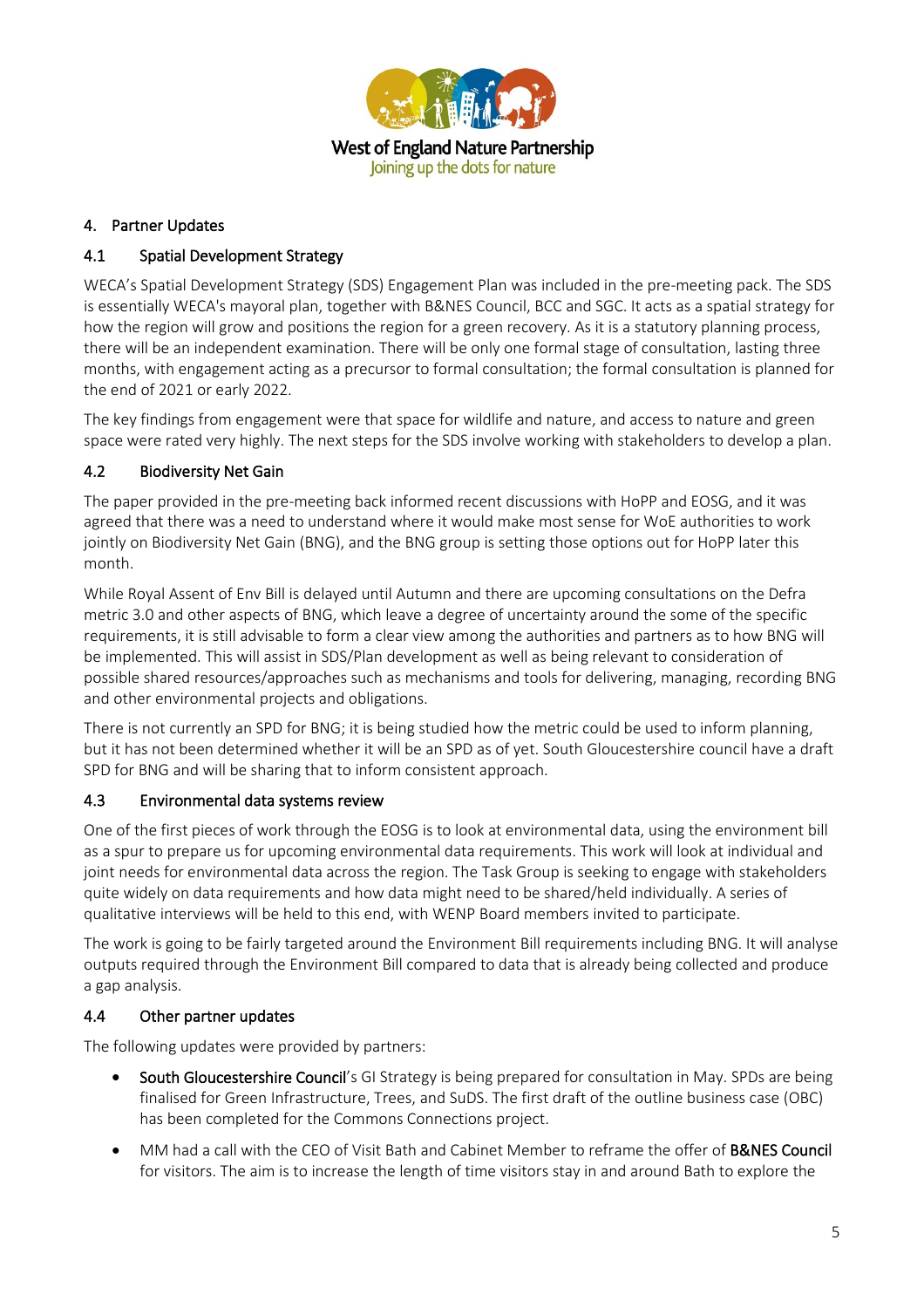## 4. Partner Updates

### 4.1 Spatial Development Strategy

WECA's Spatial Development Strategy (SDS) Engagement Plan was included in the pre-meeting pack. The SDS is essentially WECA's mayoral plan, together with B&NES Council, BCC and SGC. It acts as a spatial strategy for how the region will grow and positions the region for a green recovery. As it is a statutory planning process, there will be an independent examination. There will be only one formal stage of consultation, lasting three months, with engagement acting as a precursor to formal consultation; the formal consultation is planned for the end of 2021 or early 2022.

The key findings from engagement were that space for wildlife and nature, and access to nature and green space were rated very highly. The next steps for the SDS involve working with stakeholders to develop a plan.

### 4.2 Biodiversity Net Gain

The paper provided in the pre-meeting back informed recent discussions with HoPP and EOSG, and it was agreed that there was a need to understand where it would make most sense for WoE authorities to work jointly on Biodiversity Net Gain (BNG), and the BNG group is setting those options out for HoPP later this month.

While Royal Assent of Env Bill is delayed until Autumn and there are upcoming consultations on the Defra metric 3.0 and other aspects of BNG, which leave a degree of uncertainty around the some of the specific requirements, it is still advisable to form a clear view among the authorities and partners as to how BNG will be implemented. This will assist in SDS/Plan development as well as being relevant to consideration of possible shared resources/approaches such as mechanisms and tools for delivering, managing, recording BNG and other environmental projects and obligations.

There is not currently an SPD for BNG; it is being studied how the metric could be used to inform planning, but it has not been determined whether it will be an SPD as of yet. South Gloucestershire council have a draft SPD for BNG and will be sharing that to inform consistent approach.

### 4.3 Environmental data systems review

One of the first pieces of work through the EOSG is to look at environmental data, using the environment bill as a spur to prepare us for upcoming environmental data requirements. This work will look at individual and joint needs for environmental data across the region. The Task Group is seeking to engage with stakeholders quite widely on data requirements and how data might need to be shared/held individually. A series of qualitative interviews will be held to this end, with WENP Board members invited to participate.

The work is going to be fairly targeted around the Environment Bill requirements including BNG. It will analyse outputs required through the Environment Bill compared to data that is already being collected and produce a gap analysis.

### 4.4 Other partner updates

The following updates were provided by partners:

- South Gloucestershire Council's GI Strategy is being prepared for consultation in May. SPDs are being finalised for Green Infrastructure, Trees, and SuDS. The first draft of the outline business case (OBC) has been completed for the Commons Connections project.
- MM had a call with the CEO of Visit Bath and Cabinet Member to reframe the offer of B&NES Council for visitors. The aim is to increase the length of time visitors stay in and around Bath to explore the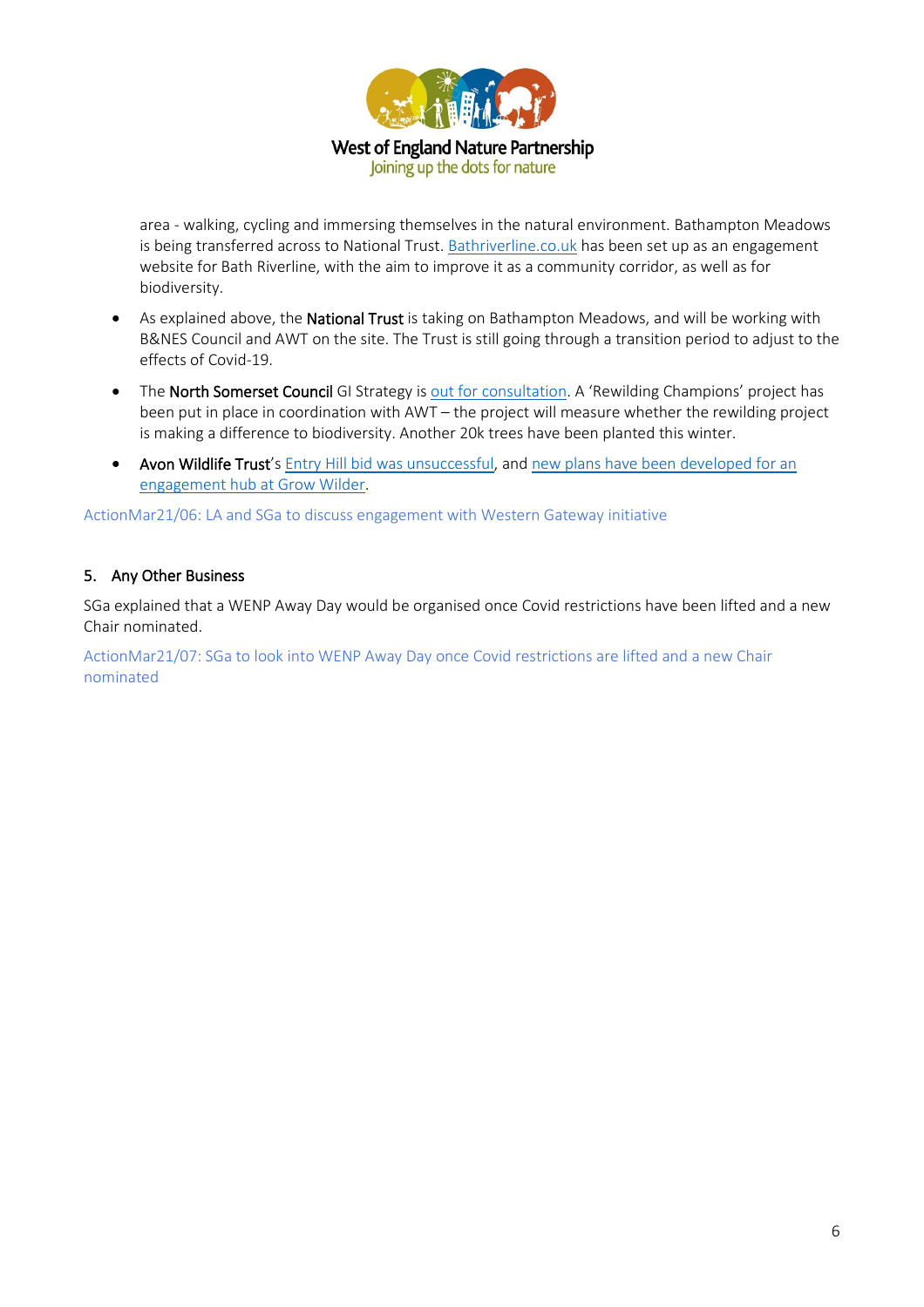area - walking, cycling and immersing themselves in the natural environment. Bathampton Meadows is being transferred across to National Trust. Bathriverline.co.uk has been set up as an engagement website for Bath Riverline, with the aim to improve it as a community corridor, as well as for biodiversity.

- As explained above, the **National Trust** is taking on Bathampton Meadows, and will be working with B&NES Council and AWT on the site. The Trust is still going through a transition period to adjust to the effects of Covid-19.
- The **North Somerset Council** GI Strategy is out for consultation. A 'Rewilding Champions' project has been put in place in coordination with AWT – the project will measure whether the rewilding project is making a difference to biodiversity. Another 20k trees have been planted this winter.
- **Avon Wildlife Trust**'s Entry Hill bid was unsuccessful, and new plans have been developed for an engagement hub at Grow Wilder.

ActionMar21/06: LA and SGa to discuss engagement with Western Gateway initiative

## 5. Any Other Business

SGa explained that a WENP Away Day would be organised once Covid restrictions have been lifted and a new Chair nominated.

ActionMar21/07: SGa to look into WENP Away Day once Covid restrictions are lifted and a new Chair nominated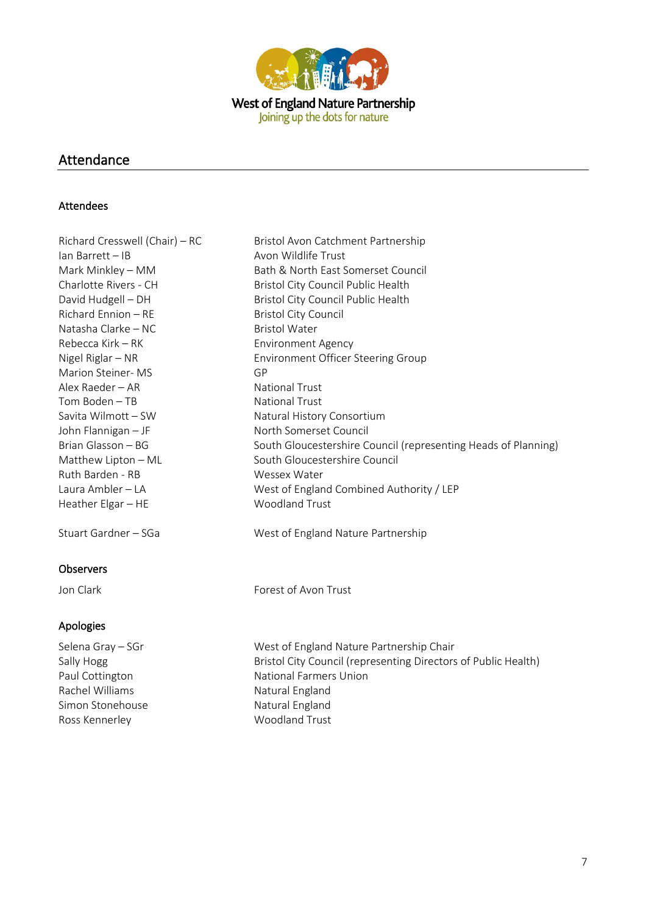West of England Nature Partnership
Joining up the dots for nature

## Attendance

### Attendees

| | |
|---|---|
| Richard Cresswell (Chair) – RC | Bristol Avon Catchment Partnership |
| Ian Barrett – IB | Avon Wildlife Trust |
| Mark Minkley – MM | Bath & North East Somerset Council |
| Charlotte Rivers - CH | Bristol City Council Public Health |
| David Hudgell – DH | Bristol City Council Public Health |
| Richard Ennion – RE | Bristol City Council |
| Natasha Clarke – NC | Bristol Water |
| Rebecca Kirk – RK | Environment Agency |
| Nigel Riglar – NR | Environment Officer Steering Group |
| Marion Steiner- MS | GP |
| Alex Raeder – AR | National Trust |
| Tom Boden – TB | National Trust |
| Savita Wilmott – SW | Natural History Consortium |
| John Flannigan – JF | North Somerset Council |
| Brian Glasson – BG | South Gloucestershire Council (representing Heads of Planning) |
| Matthew Lipton – ML | South Gloucestershire Council |
| Ruth Barden - RB | Wessex Water |
| Laura Ambler – LA | West of England Combined Authority / LEP |
| Heather Elgar – HE | Woodland Trust |
| | |
| Stuart Gardner – SGa | West of England Nature Partnership |

### Observers

| | |
|---|---|
| Jon Clark | Forest of Avon Trust |

### Apologies

| | |
|---|---|
| Selena Gray – SGr | West of England Nature Partnership Chair |
| Sally Hogg | Bristol City Council (representing Directors of Public Health) |
| Paul Cottington | National Farmers Union |
| Rachel Williams | Natural England |
| Simon Stonehouse | Natural England |
| Ross Kennerley | Woodland Trust |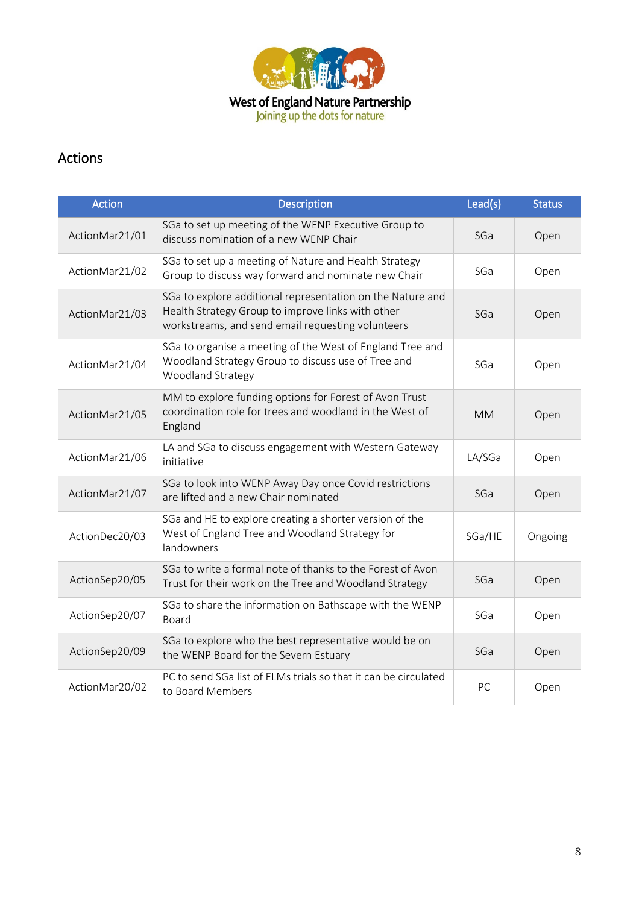West of England Nature Partnership
Joining up the dots for nature

## Actions

| Action | Description | Lead(s) | Status |
|---|---|---|---|
| ActionMar21/01 | SGa to set up meeting of the WENP Executive Group to discuss nomination of a new WENP Chair | SGa | Open |
| ActionMar21/02 | SGa to set up a meeting of Nature and Health Strategy Group to discuss way forward and nominate new Chair | SGa | Open |
| ActionMar21/03 | SGa to explore additional representation on the Nature and Health Strategy Group to improve links with other workstreams, and send email requesting volunteers | SGa | Open |
| ActionMar21/04 | SGa to organise a meeting of the West of England Tree and Woodland Strategy Group to discuss use of Tree and Woodland Strategy | SGa | Open |
| ActionMar21/05 | MM to explore funding options for Forest of Avon Trust coordination role for trees and woodland in the West of England | MM | Open |
| ActionMar21/06 | LA and SGa to discuss engagement with Western Gateway initiative | LA/SGa | Open |
| ActionMar21/07 | SGa to look into WENP Away Day once Covid restrictions are lifted and a new Chair nominated | SGa | Open |
| ActionDec20/03 | SGa and HE to explore creating a shorter version of the West of England Tree and Woodland Strategy for landowners | SGa/HE | Ongoing |
| ActionSep20/05 | SGa to write a formal note of thanks to the Forest of Avon Trust for their work on the Tree and Woodland Strategy | SGa | Open |
| ActionSep20/07 | SGa to share the information on Bathscape with the WENP Board | SGa | Open |
| ActionSep20/09 | SGa to explore who the best representative would be on the WENP Board for the Severn Estuary | SGa | Open |
| ActionMar20/02 | PC to send SGa list of ELMs trials so that it can be circulated to Board Members | PC | Open |